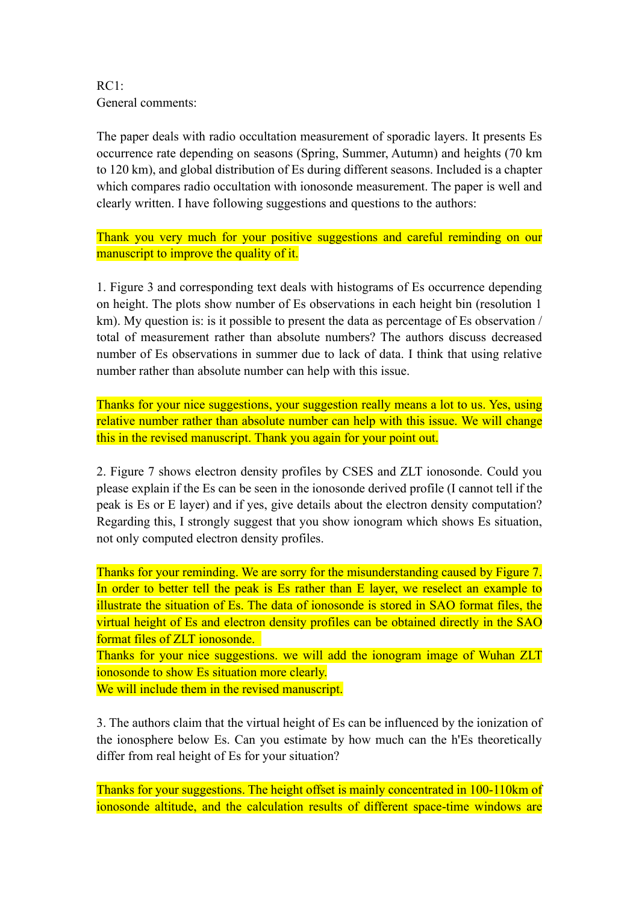RC1:

General comments:

The paper deals with radio occultation measurement of sporadic layers. It presents Es occurrence rate depending on seasons (Spring, Summer, Autumn) and heights (70 km to 120 km), and global distribution of Es during different seasons. Included is a chapter which compares radio occultation with ionosonde measurement. The paper is well and clearly written. I have following suggestions and questions to the authors:

Thank you very much for your positive suggestions and careful reminding on our manuscript to improve the quality of it.

1. Figure 3 and corresponding text deals with histograms of Es occurrence depending on height. The plots show number of Es observations in each height bin (resolution 1 km). My question is: is it possible to present the data as percentage of Es observation / total of measurement rather than absolute numbers? The authors discuss decreased number of Es observations in summer due to lack of data. I think that using relative number rather than absolute number can help with this issue.

Thanks for your nice suggestions, your suggestion really means a lot to us. Yes, using relative number rather than absolute number can help with this issue. We will change this in the revised manuscript. Thank you again for your point out.

2. Figure 7 shows electron density profiles by CSES and ZLT ionosonde. Could you please explain if the Es can be seen in the ionosonde derived profile (I cannot tell if the peak is Es or E layer) and if yes, give details about the electron density computation? Regarding this, I strongly suggest that you show ionogram which shows Es situation, not only computed electron density profiles.

Thanks for your reminding. We are sorry for the misunderstanding caused by Figure 7. In order to better tell the peak is Es rather than E layer, we reselect an example to illustrate the situation of Es. The data of ionosonde is stored in SAO format files, the virtual height of Es and electron density profiles can be obtained directly in the SAO format files of ZLT ionosonde.

Thanks for your nice suggestions. we will add the ionogram image of Wuhan ZLT ionosonde to show Es situation more clearly.

We will include them in the revised manuscript.

3. The authors claim that the virtual height of Es can be influenced by the ionization of the ionosphere below Es. Can you estimate by how much can the h'Es theoretically differ from real height of Es for your situation?

Thanks for your suggestions. The height offset is mainly concentrated in 100-110km of ionosonde altitude, and the calculation results of different space-time windows are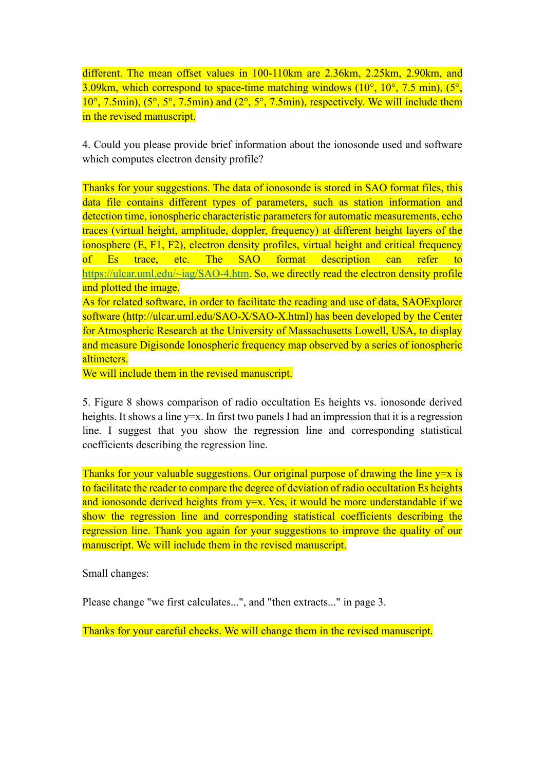different. The mean offset values in 100-110km are 2.36km, 2.25km, 2.90km, and 3.09km, which correspond to space-time matching windows (10°, 10°, 7.5 min), (5°, 10°, 7.5min), (5°, 5°, 7.5min) and (2°, 5°, 7.5min), respectively. We will include them in the revised manuscript.

4. Could you please provide brief information about the ionosonde used and software which computes electron density profile?

Thanks for your suggestions. The data of ionosonde is stored in SAO format files, this data file contains different types of parameters, such as station information and detection time, ionospheric characteristic parameters for automatic measurements, echo traces (virtual height, amplitude, doppler, frequency) at different height layers of the ionosphere (E, F1, F2), electron density profiles, virtual height and critical frequency of Es trace, etc. The SAO format description can refer to https://ulcar.uml.edu/~iag/SAO-4.htm. So, we directly read the electron density profile and plotted the image.

As for related software, in order to facilitate the reading and use of data, SAOExplorer software (http://ulcar.uml.edu/SAO-X/SAO-X.html) has been developed by the Center for Atmospheric Research at the University of Massachusetts Lowell, USA, to display and measure Digisonde Ionospheric frequency map observed by a series of ionospheric altimeters.

We will include them in the revised manuscript.

5. Figure 8 shows comparison of radio occultation Es heights vs. ionosonde derived heights. It shows a line y=x. In first two panels I had an impression that it is a regression line. I suggest that you show the regression line and corresponding statistical coefficients describing the regression line.

Thanks for your valuable suggestions. Our original purpose of drawing the line y=x is to facilitate the reader to compare the degree of deviation of radio occultation Es heights and ionosonde derived heights from y=x. Yes, it would be more understandable if we show the regression line and corresponding statistical coefficients describing the regression line. Thank you again for your suggestions to improve the quality of our manuscript. We will include them in the revised manuscript.

Small changes:

Please change "we first calculates...", and "then extracts..." in page 3.

Thanks for your careful checks. We will change them in the revised manuscript.